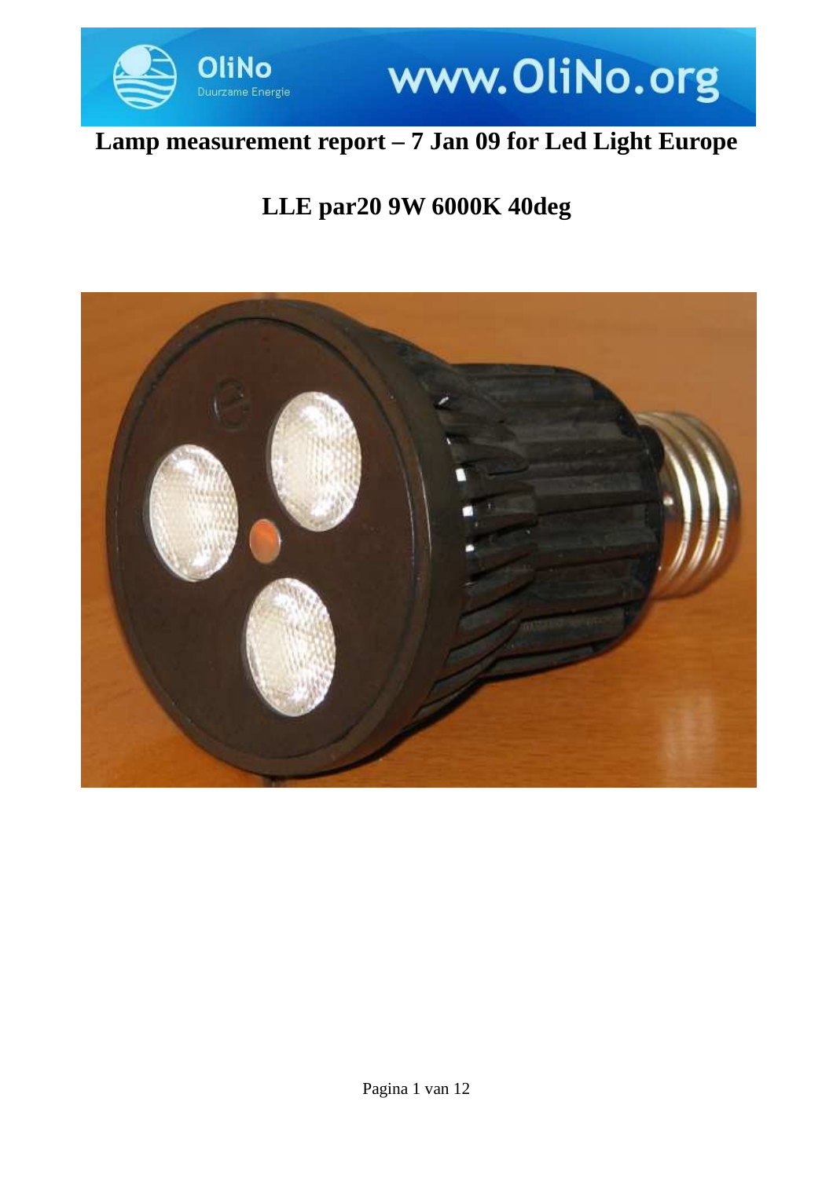# Lamp measurement report – 7 Jan 09 for Led Light Europe

## LLE par20 9W 6000K 40deg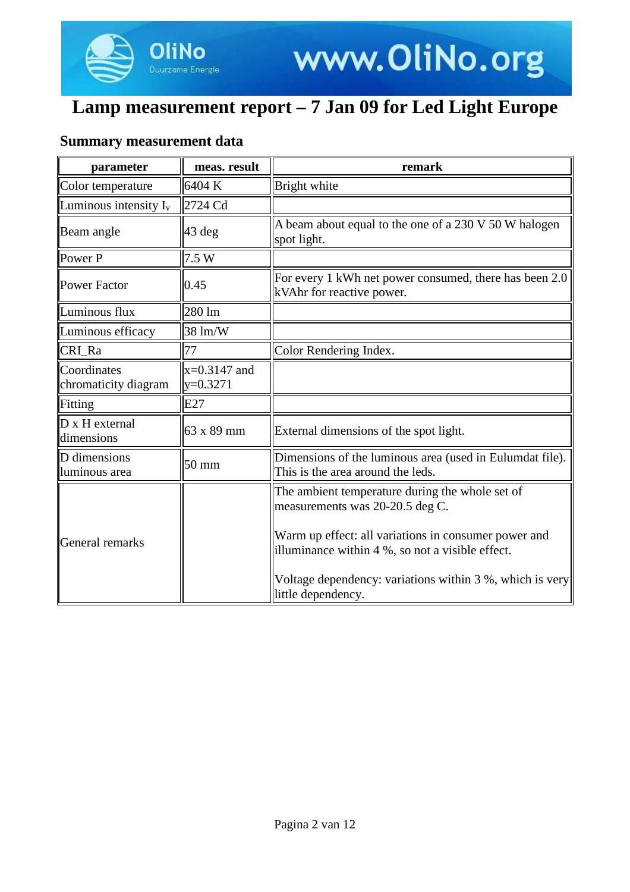# Lamp measurement report – 7 Jan 09 for Led Light Europe

## Summary measurement data

| parameter | meas. result | remark |
| --- | --- | --- |
| Color temperature | 6404 K | Bright white |
| Luminous intensity $I_v$ | 2724 Cd | |
| Beam angle | 43 deg | A beam about equal to the one of a 230 V 50 W halogen spot light. |
| Power P | 7.5 W | |
| Power Factor | 0.45 | For every 1 kWh net power consumed, there has been 2.0 kVAhr for reactive power. |
| Luminous flux | 280 lm | |
| Luminous efficacy | 38 lm/W | |
| CRI_Ra | 77 | Color Rendering Index. |
| Coordinates chromaticity diagram | x=0.3147 and y=0.3271 | |
| Fitting | E27 | |
| D x H external dimensions | 63 x 89 mm | External dimensions of the spot light. |
| D dimensions luminous area | 50 mm | Dimensions of the luminous area (used in Eulumdat file). This is the area around the leds. |
| General remarks | | The ambient temperature during the whole set of measurements was 20-20.5 deg C.<br><br>Warm up effect: all variations in consumer power and illuminance within 4 %, so not a visible effect.<br><br>Voltage dependency: variations within 3 %, which is very little dependency. |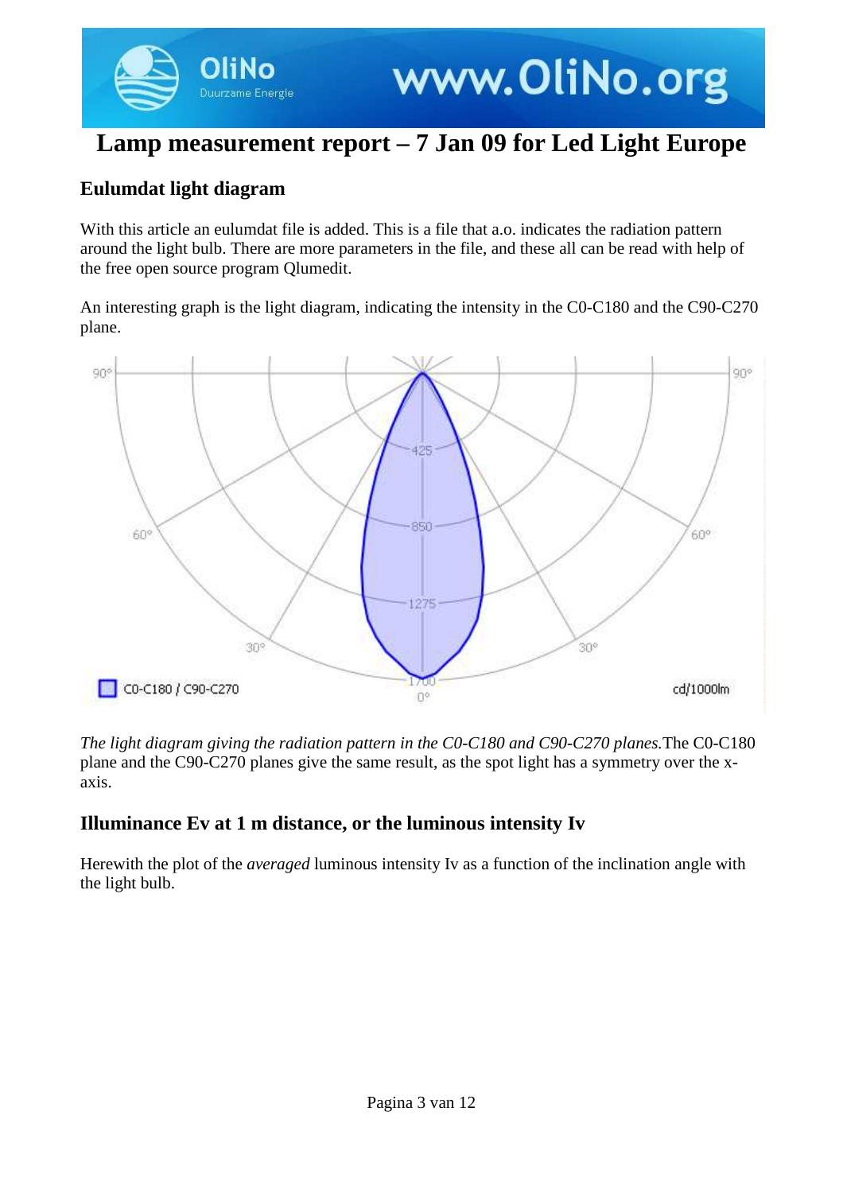# Lamp measurement report – 7 Jan 09 for Led Light Europe

## Eulumdat light diagram

With this article an eulumdat file is added. This is a file that a.o. indicates the radiation pattern around the light bulb. There are more parameters in the file, and these all can be read with help of the free open source program Qlumedit.

An interesting graph is the light diagram, indicating the intensity in the C0-C180 and the C90-C270 plane.

*The light diagram giving the radiation pattern in the C0-C180 and C90-C270 planes.*The C0-C180 plane and the C90-C270 planes give the same result, as the spot light has a symmetry over the x-axis.

## Illuminance Ev at 1 m distance, or the luminous intensity Iv

Herewith the plot of the *averaged* luminous intensity Iv as a function of the inclination angle with the light bulb.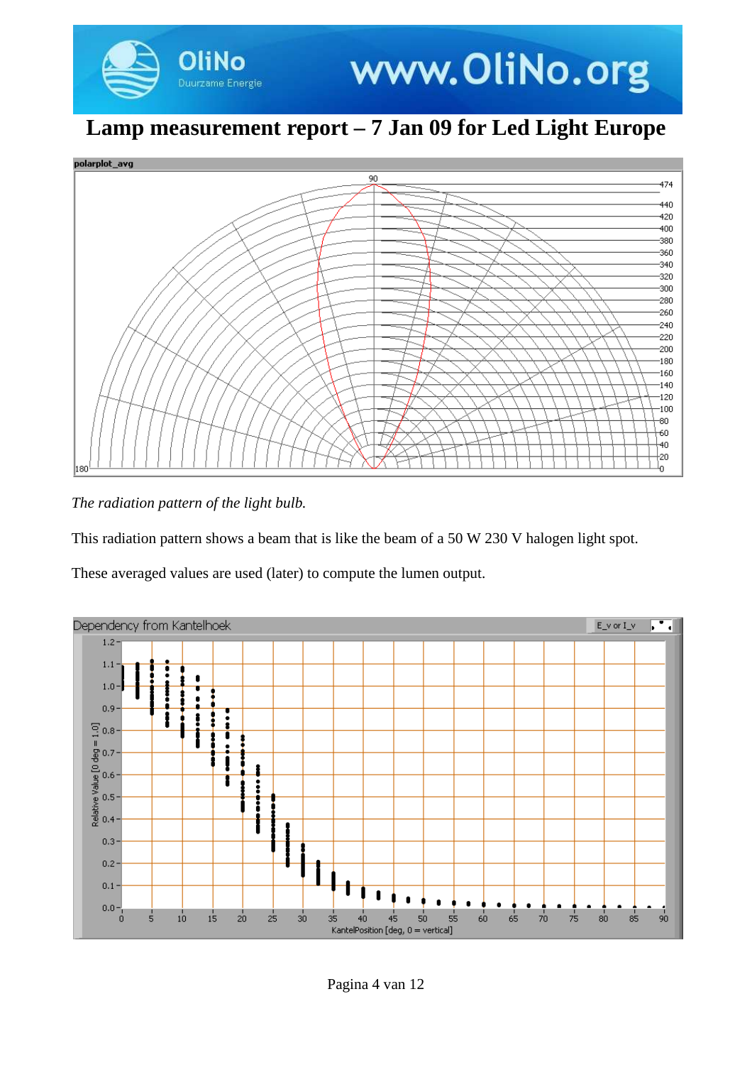# Lamp measurement report – 7 Jan 09 for Led Light Europe

*The radiation pattern of the light bulb.*

This radiation pattern shows a beam that is like the beam of a 50 W 230 V halogen light spot.

These averaged values are used (later) to compute the lumen output.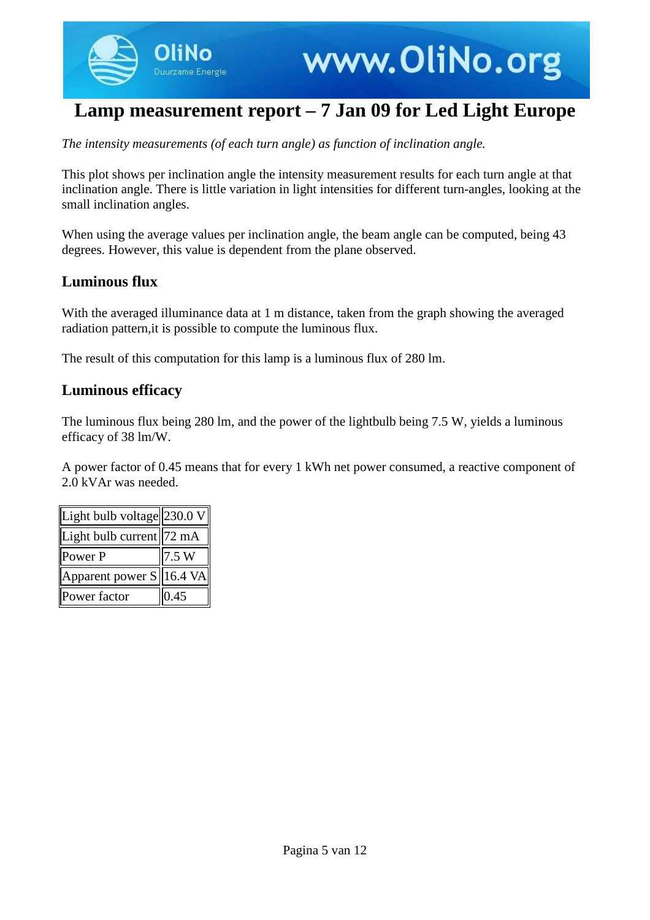# Lamp measurement report – 7 Jan 09 for Led Light Europe

*The intensity measurements (of each turn angle) as function of inclination angle.*

This plot shows per inclination angle the intensity measurement results for each turn angle at that inclination angle. There is little variation in light intensities for different turn-angles, looking at the small inclination angles.

When using the average values per inclination angle, the beam angle can be computed, being 43 degrees. However, this value is dependent from the plane observed.

## Luminous flux

With the averaged illuminance data at 1 m distance, taken from the graph showing the averaged radiation pattern,it is possible to compute the luminous flux.

The result of this computation for this lamp is a luminous flux of 280 lm.

## Luminous efficacy

The luminous flux being 280 lm, and the power of the lightbulb being 7.5 W, yields a luminous efficacy of 38 lm/W.

A power factor of 0.45 means that for every 1 kWh net power consumed, a reactive component of 2.0 kVAr was needed.

| Light bulb voltage | 230.0 V |
|---|---|
| Light bulb current | 72 mA |
| Power P | 7.5 W |
| Apparent power S | 16.4 VA |
| Power factor | 0.45 |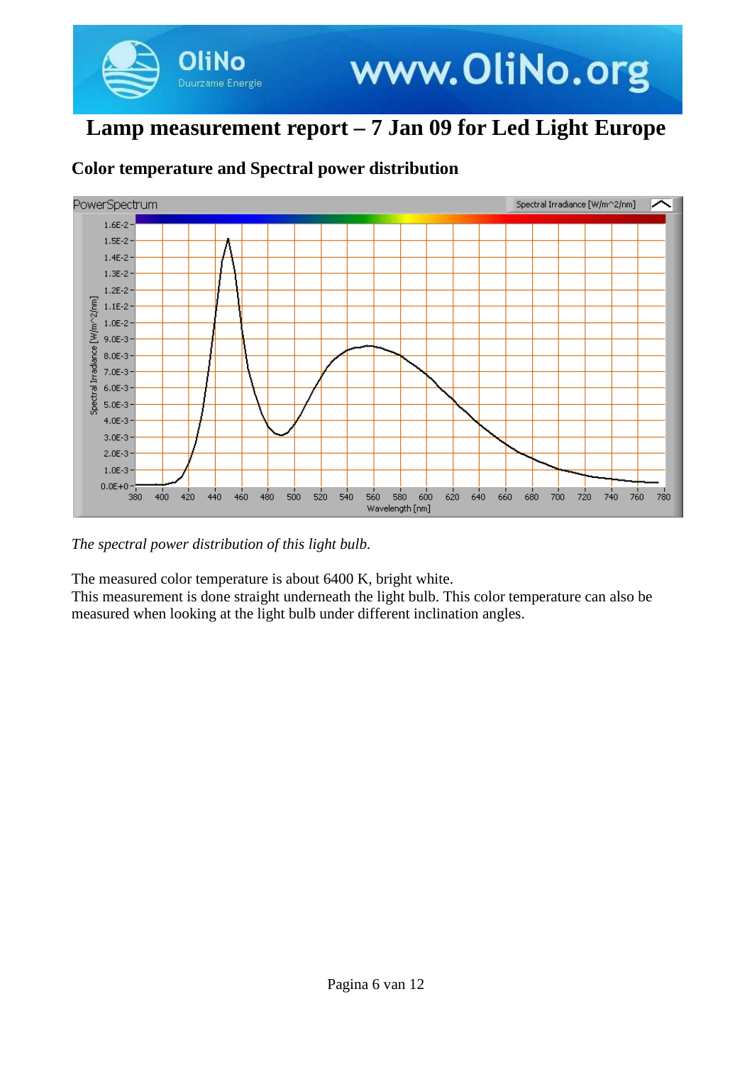# Lamp measurement report – 7 Jan 09 for Led Light Europe

## Color temperature and Spectral power distribution

*The spectral power distribution of this light bulb.*

The measured color temperature is about 6400 K, bright white.
This measurement is done straight underneath the light bulb. This color temperature can also be measured when looking at the light bulb under different inclination angles.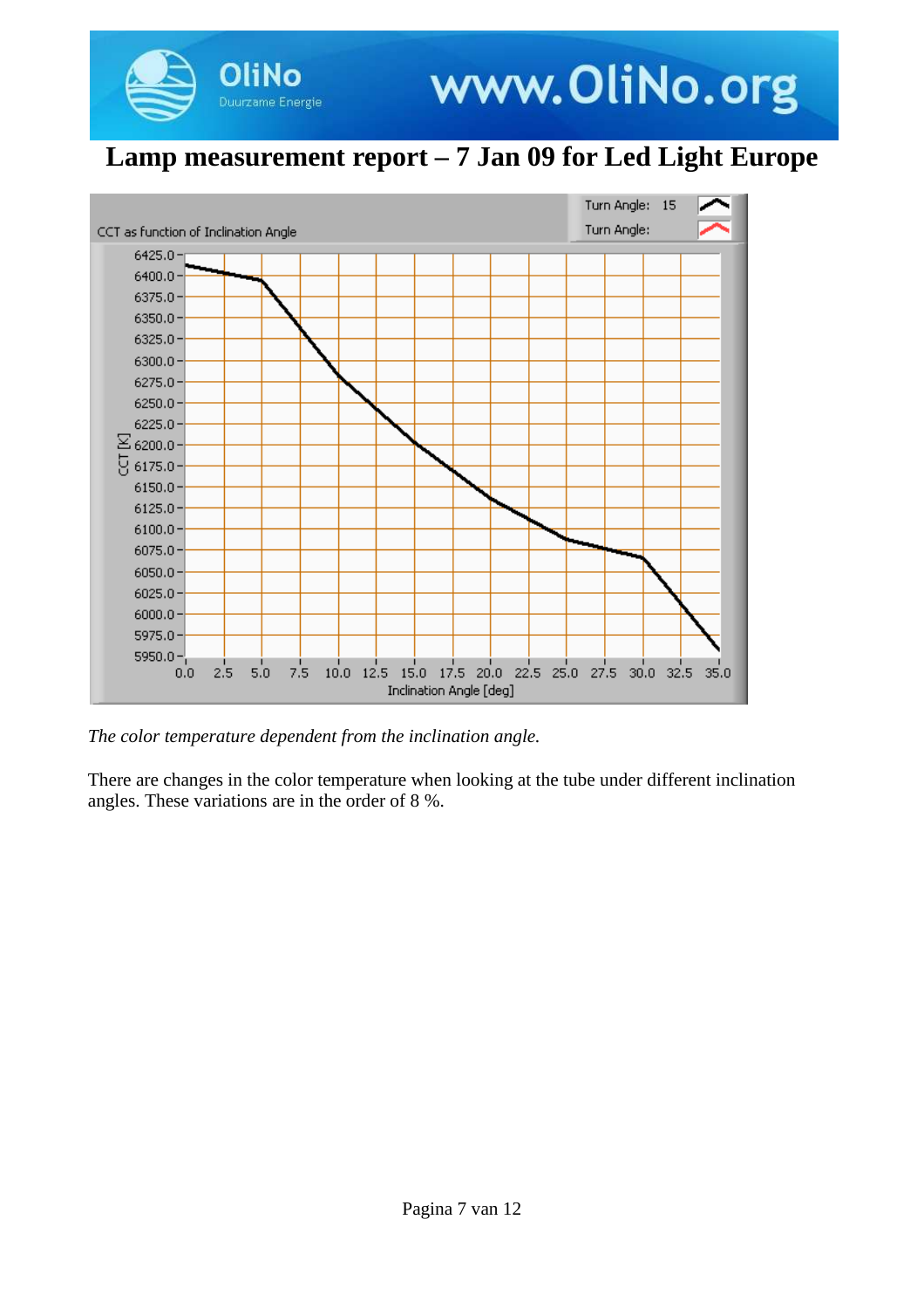# Lamp measurement report – 7 Jan 09 for Led Light Europe

*The color temperature dependent from the inclination angle.*

There are changes in the color temperature when looking at the tube under different inclination angles. These variations are in the order of 8 %.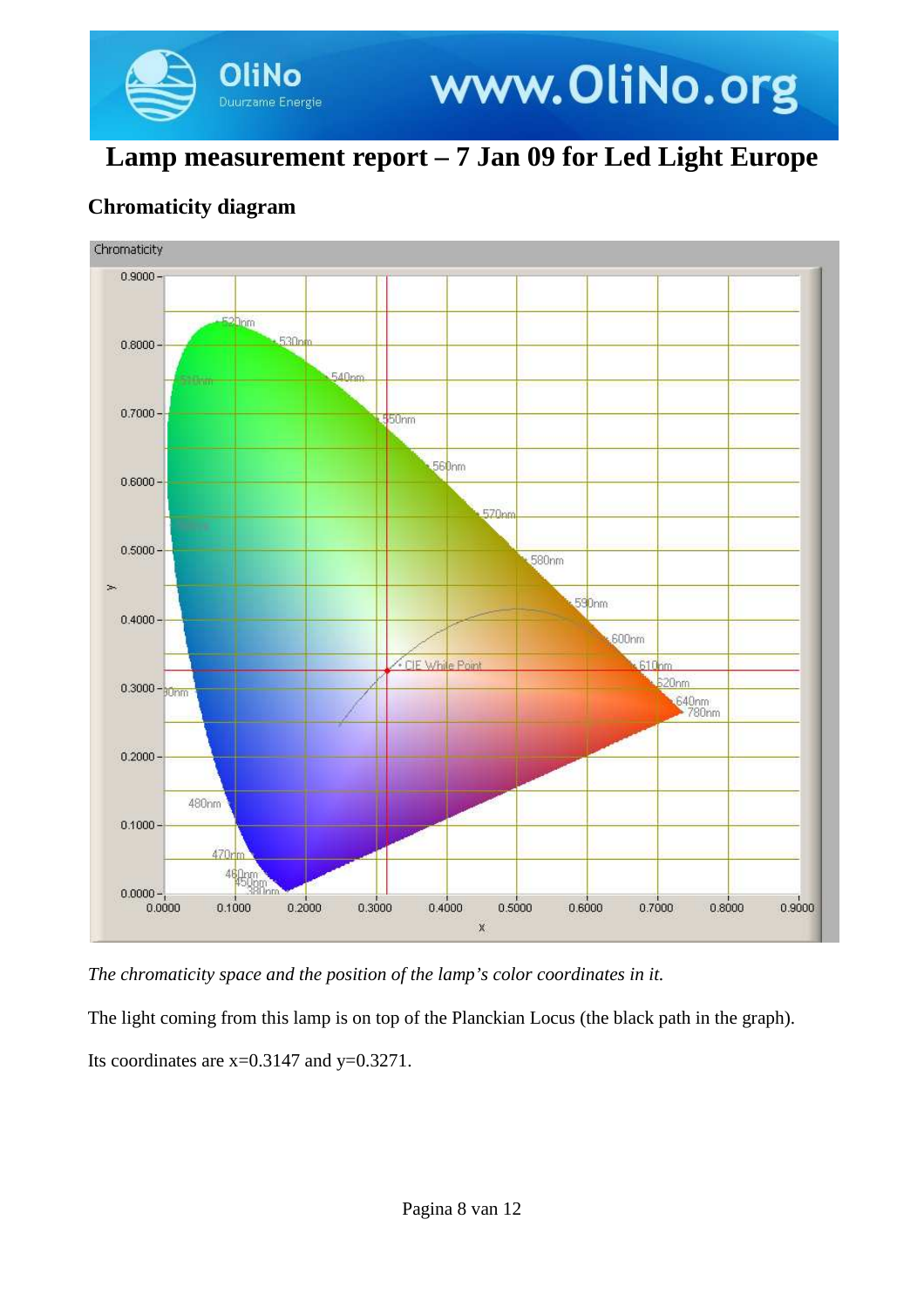# Lamp measurement report – 7 Jan 09 for Led Light Europe

## Chromaticity diagram

*The chromaticity space and the position of the lamp's color coordinates in it.*

The light coming from this lamp is on top of the Planckian Locus (the black path in the graph).

Its coordinates are x=0.3147 and y=0.3271.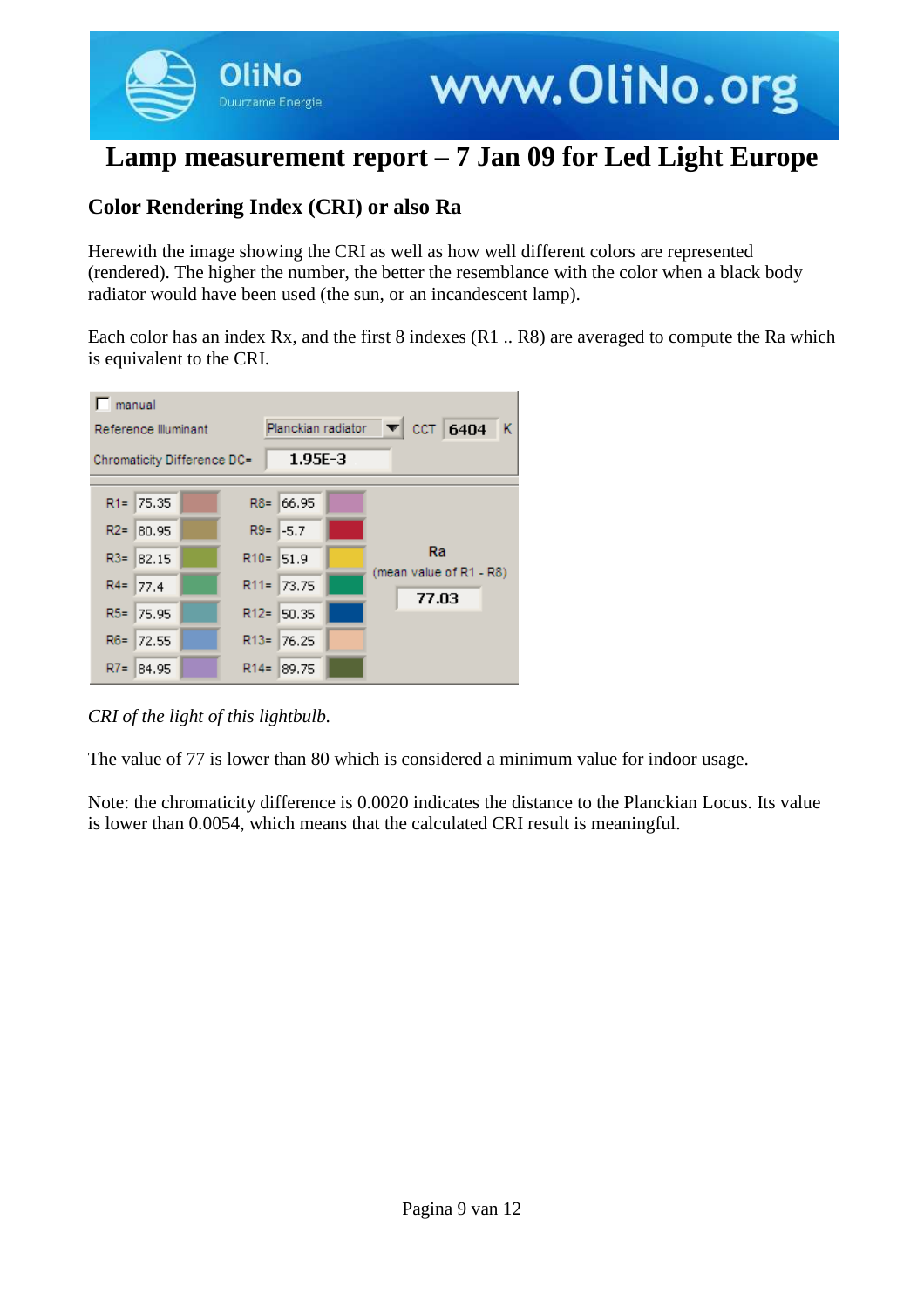# Lamp measurement report – 7 Jan 09 for Led Light Europe

## Color Rendering Index (CRI) or also Ra

Herewith the image showing the CRI as well as how well different colors are represented (rendered). The higher the number, the better the resemblance with the color when a black body radiator would have been used (the sun, or an incandescent lamp).

Each color has an index Rx, and the first 8 indexes (R1 .. R8) are averaged to compute the Ra which is equivalent to the CRI.

| | | | |
|---|---|---|---|
| manual | | | |
| Reference Illuminant | Planckian radiator | CCT | 6404 K |
| Chromaticity Difference DC= | 1.95E-3 | | |

| | | | |
|---|---|---|---|
| R1= | 75.35 | R8= | 66.95 |
| R2= | 80.95 | R9= | -5.7 |
| R3= | 82.15 | R10= | 51.9 |
| R4= | 77.4 | R11= | 73.75 |
| R5= | 75.95 | R12= | 50.35 |
| R6= | 72.55 | R13= | 76.25 |
| R7= | 84.95 | R14= | 89.75 |

Ra (mean value of R1 - R8): 77.03

*CRI of the light of this lightbulb.*

The value of 77 is lower than 80 which is considered a minimum value for indoor usage.

Note: the chromaticity difference is 0.0020 indicates the distance to the Planckian Locus. Its value is lower than 0.0054, which means that the calculated CRI result is meaningful.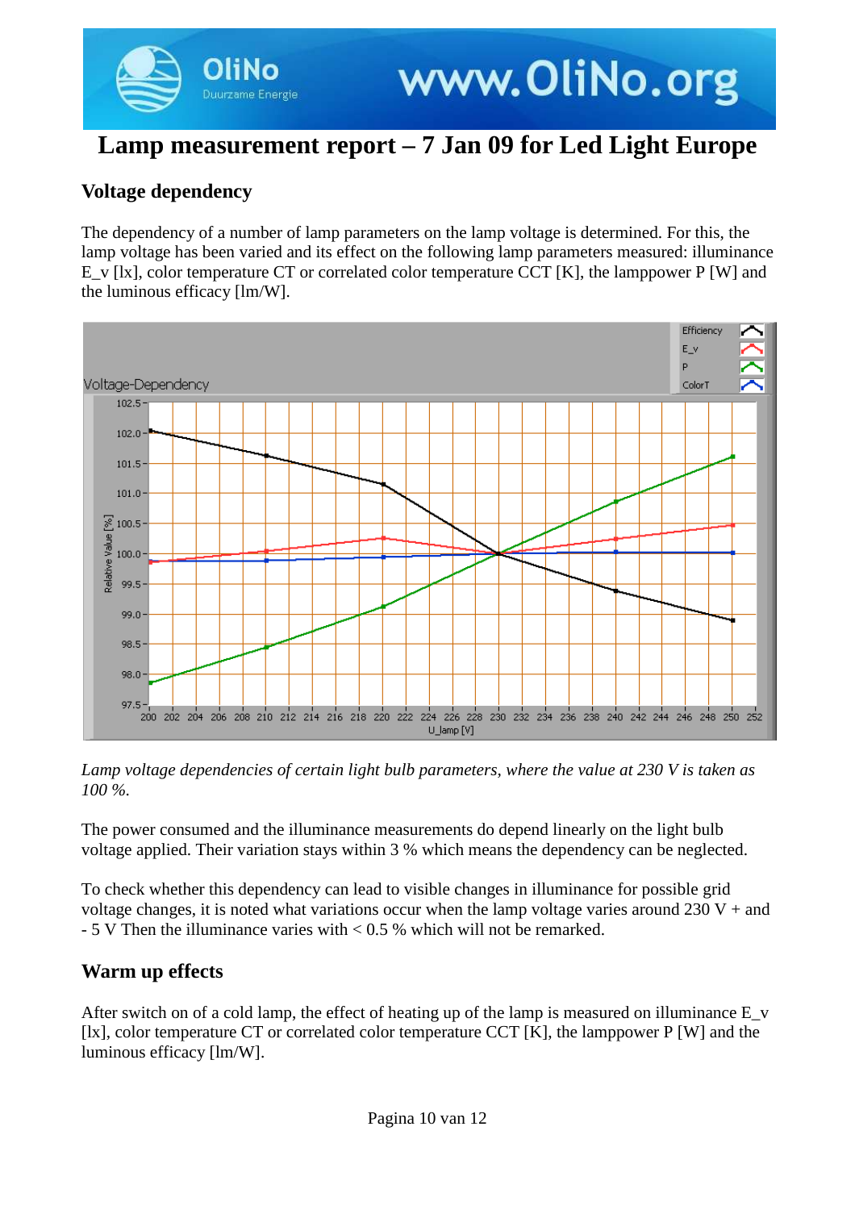# Lamp measurement report – 7 Jan 09 for Led Light Europe

## Voltage dependency

The dependency of a number of lamp parameters on the lamp voltage is determined. For this, the lamp voltage has been varied and its effect on the following lamp parameters measured: illuminance $E_v$ [lx], color temperature CT or correlated color temperature CCT [K], the lamppower P [W] and the luminous efficacy [lm/W].

*Lamp voltage dependencies of certain light bulb parameters, where the value at 230 V is taken as 100 %.*

The power consumed and the illuminance measurements do depend linearly on the light bulb voltage applied. Their variation stays within 3 % which means the dependency can be neglected.

To check whether this dependency can lead to visible changes in illuminance for possible grid voltage changes, it is noted what variations occur when the lamp voltage varies around 230 V + and - 5 V Then the illuminance varies with < 0.5 % which will not be remarked.

## Warm up effects

After switch on of a cold lamp, the effect of heating up of the lamp is measured on illuminance $E_v$ [lx], color temperature CT or correlated color temperature CCT [K], the lamppower P [W] and the luminous efficacy [lm/W].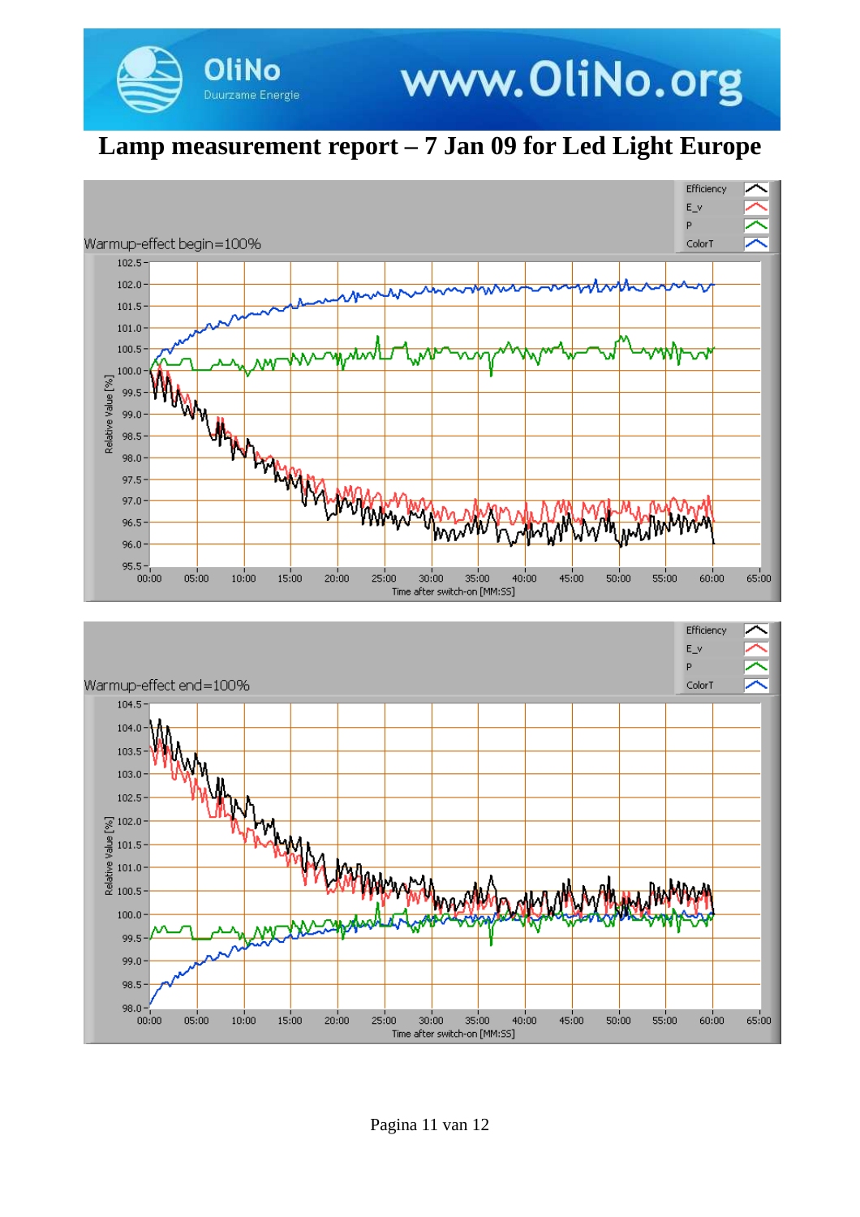# Lamp measurement report – 7 Jan 09 for Led Light Europe

Warmup-effect begin=100%

Efficiency
E_v
P
ColorT

Relative Value [%]

102.5, 102.0, 101.5, 101.0, 100.5, 100.0, 99.5, 99.0, 98.5, 98.0, 97.5, 97.0, 96.5, 96.0, 95.5

00:00 05:00 10:00 15:00 20:00 25:00 30:00 35:00 40:00 45:00 50:00 55:00 60:00 65:00

Time after switch-on [MM:SS]

Warmup-effect end=100%

Efficiency
E_v
P
ColorT

Relative Value [%]

104.5, 104.0, 103.5, 103.0, 102.5, 102.0, 101.5, 101.0, 100.5, 100.0, 99.5, 99.0, 98.5, 98.0

00:00 05:00 10:00 15:00 20:00 25:00 30:00 35:00 40:00 45:00 50:00 55:00 60:00 65:00

Time after switch-on [MM:SS]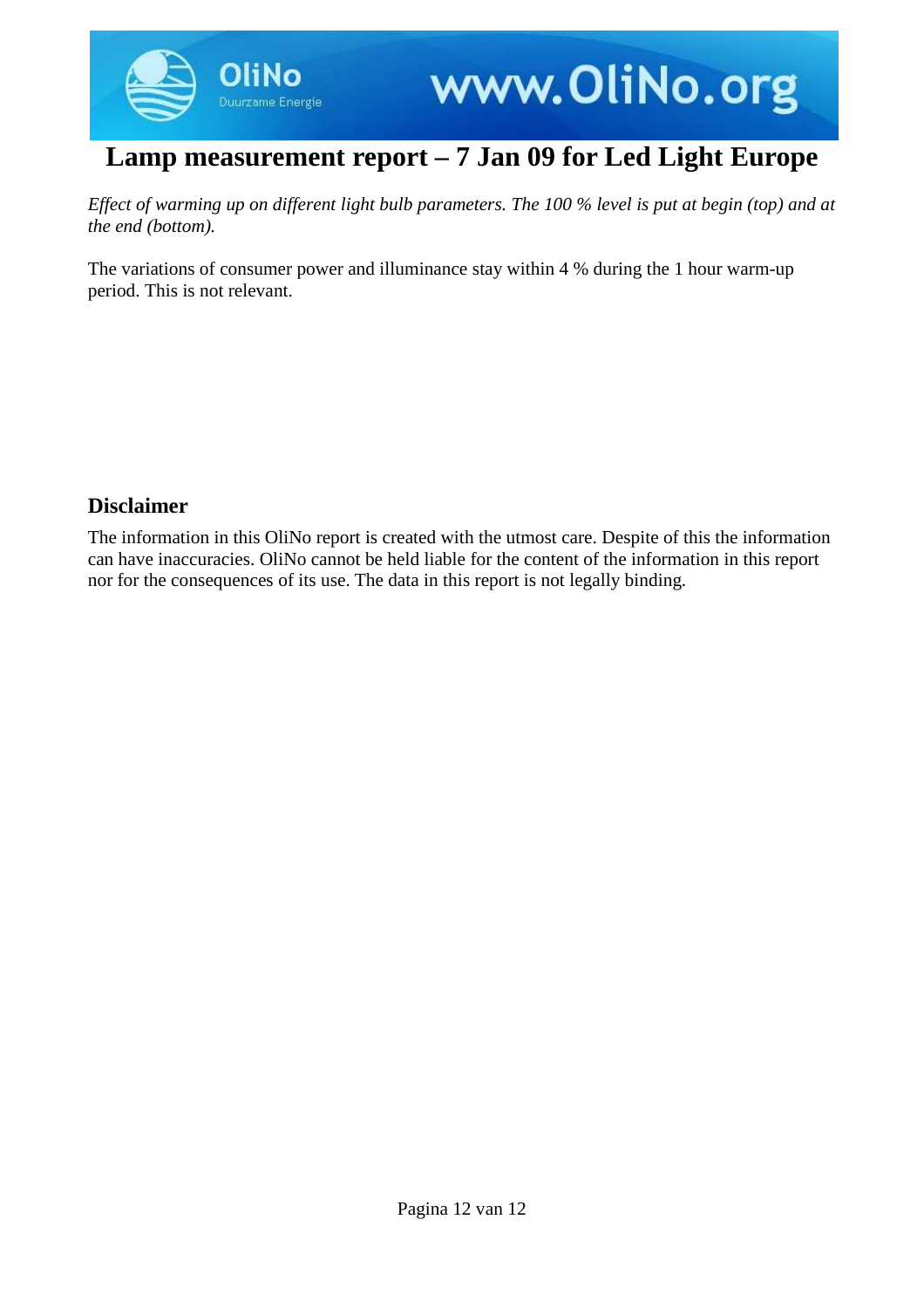# Lamp measurement report – 7 Jan 09 for Led Light Europe

*Effect of warming up on different light bulb parameters. The 100 % level is put at begin (top) and at the end (bottom).*

The variations of consumer power and illuminance stay within 4 % during the 1 hour warm-up period. This is not relevant.

## Disclaimer

The information in this OliNo report is created with the utmost care. Despite of this the information can have inaccuracies. OliNo cannot be held liable for the content of the information in this report nor for the consequences of its use. The data in this report is not legally binding.